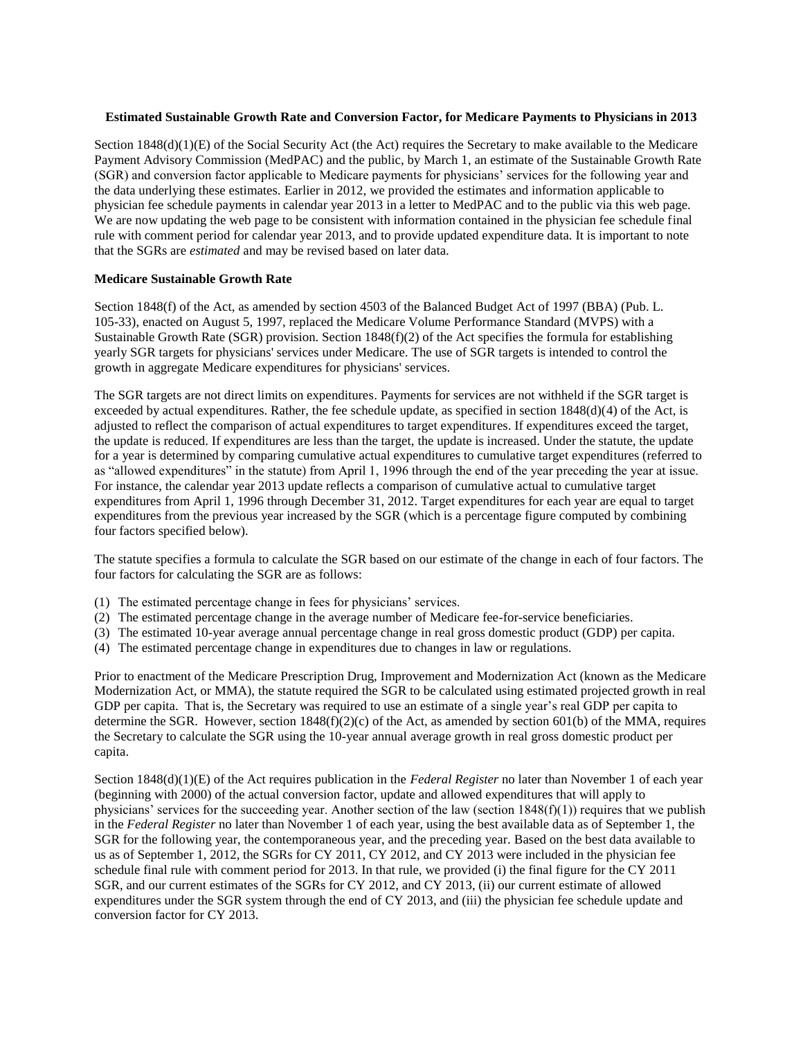**Estimated Sustainable Growth Rate and Conversion Factor, for Medicare Payments to Physicians in 2013**

Section 1848(d)(1)(E) of the Social Security Act (the Act) requires the Secretary to make available to the Medicare Payment Advisory Commission (MedPAC) and the public, by March 1, an estimate of the Sustainable Growth Rate (SGR) and conversion factor applicable to Medicare payments for physicians' services for the following year and the data underlying these estimates. Earlier in 2012, we provided the estimates and information applicable to physician fee schedule payments in calendar year 2013 in a letter to MedPAC and to the public via this web page. We are now updating the web page to be consistent with information contained in the physician fee schedule final rule with comment period for calendar year 2013, and to provide updated expenditure data. It is important to note that the SGRs are *estimated* and may be revised based on later data.

**Medicare Sustainable Growth Rate**

Section 1848(f) of the Act, as amended by section 4503 of the Balanced Budget Act of 1997 (BBA) (Pub. L. 105-33), enacted on August 5, 1997, replaced the Medicare Volume Performance Standard (MVPS) with a Sustainable Growth Rate (SGR) provision. Section 1848(f)(2) of the Act specifies the formula for establishing yearly SGR targets for physicians' services under Medicare. The use of SGR targets is intended to control the growth in aggregate Medicare expenditures for physicians' services.

The SGR targets are not direct limits on expenditures. Payments for services are not withheld if the SGR target is exceeded by actual expenditures. Rather, the fee schedule update, as specified in section 1848(d)(4) of the Act, is adjusted to reflect the comparison of actual expenditures to target expenditures. If expenditures exceed the target, the update is reduced. If expenditures are less than the target, the update is increased. Under the statute, the update for a year is determined by comparing cumulative actual expenditures to cumulative target expenditures (referred to as "allowed expenditures" in the statute) from April 1, 1996 through the end of the year preceding the year at issue. For instance, the calendar year 2013 update reflects a comparison of cumulative actual to cumulative target expenditures from April 1, 1996 through December 31, 2012. Target expenditures for each year are equal to target expenditures from the previous year increased by the SGR (which is a percentage figure computed by combining four factors specified below).

The statute specifies a formula to calculate the SGR based on our estimate of the change in each of four factors. The four factors for calculating the SGR are as follows:

(1) The estimated percentage change in fees for physicians' services.
(2) The estimated percentage change in the average number of Medicare fee-for-service beneficiaries.
(3) The estimated 10-year average annual percentage change in real gross domestic product (GDP) per capita.
(4) The estimated percentage change in expenditures due to changes in law or regulations.

Prior to enactment of the Medicare Prescription Drug, Improvement and Modernization Act (known as the Medicare Modernization Act, or MMA), the statute required the SGR to be calculated using estimated projected growth in real GDP per capita. That is, the Secretary was required to use an estimate of a single year's real GDP per capita to determine the SGR. However, section 1848(f)(2)(c) of the Act, as amended by section 601(b) of the MMA, requires the Secretary to calculate the SGR using the 10-year annual average growth in real gross domestic product per capita.

Section 1848(d)(1)(E) of the Act requires publication in the *Federal Register* no later than November 1 of each year (beginning with 2000) of the actual conversion factor, update and allowed expenditures that will apply to physicians' services for the succeeding year. Another section of the law (section 1848(f)(1)) requires that we publish in the *Federal Register* no later than November 1 of each year, using the best available data as of September 1, the SGR for the following year, the contemporaneous year, and the preceding year. Based on the best data available to us as of September 1, 2012, the SGRs for CY 2011, CY 2012, and CY 2013 were included in the physician fee schedule final rule with comment period for 2013. In that rule, we provided (i) the final figure for the CY 2011 SGR, and our current estimates of the SGRs for CY 2012, and CY 2013, (ii) our current estimate of allowed expenditures under the SGR system through the end of CY 2013, and (iii) the physician fee schedule update and conversion factor for CY 2013.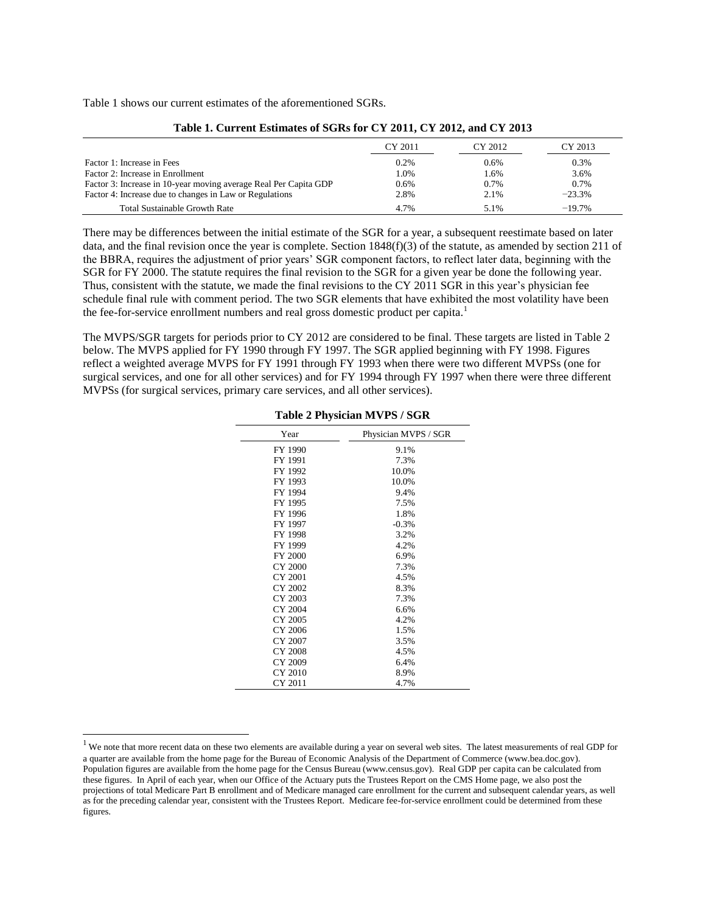Table 1 shows our current estimates of the aforementioned SGRs.

**Table 1. Current Estimates of SGRs for CY 2011, CY 2012, and CY 2013**

| | CY 2011 | CY 2012 | CY 2013 |
|---|---|---|---|
| Factor 1: Increase in Fees | 0.2% | 0.6% | 0.3% |
| Factor 2: Increase in Enrollment | 1.0% | 1.6% | 3.6% |
| Factor 3: Increase in 10-year moving average Real Per Capita GDP | 0.6% | 0.7% | 0.7% |
| Factor 4: Increase due to changes in Law or Regulations | 2.8% | 2.1% | −23.3% |
| Total Sustainable Growth Rate | 4.7% | 5.1% | −19.7% |

There may be differences between the initial estimate of the SGR for a year, a subsequent reestimate based on later data, and the final revision once the year is complete. Section 1848(f)(3) of the statute, as amended by section 211 of the BBRA, requires the adjustment of prior years' SGR component factors, to reflect later data, beginning with the SGR for FY 2000. The statute requires the final revision to the SGR for a given year be done the following year. Thus, consistent with the statute, we made the final revisions to the CY 2011 SGR in this year's physician fee schedule final rule with comment period. The two SGR elements that have exhibited the most volatility have been the fee-for-service enrollment numbers and real gross domestic product per capita.[1]

The MVPS/SGR targets for periods prior to CY 2012 are considered to be final. These targets are listed in Table 2 below. The MVPS applied for FY 1990 through FY 1997. The SGR applied beginning with FY 1998. Figures reflect a weighted average MVPS for FY 1991 through FY 1993 when there were two different MVPSs (one for surgical services, and one for all other services) and for FY 1994 through FY 1997 when there were three different MVPSs (for surgical services, primary care services, and all other services).

**Table 2 Physician MVPS / SGR**

| Year | Physician MVPS / SGR |
|---|---|
| FY 1990 | 9.1% |
| FY 1991 | 7.3% |
| FY 1992 | 10.0% |
| FY 1993 | 10.0% |
| FY 1994 | 9.4% |
| FY 1995 | 7.5% |
| FY 1996 | 1.8% |
| FY 1997 | -0.3% |
| FY 1998 | 3.2% |
| FY 1999 | 4.2% |
| FY 2000 | 6.9% |
| CY 2000 | 7.3% |
| CY 2001 | 4.5% |
| CY 2002 | 8.3% |
| CY 2003 | 7.3% |
| CY 2004 | 6.6% |
| CY 2005 | 4.2% |
| CY 2006 | 1.5% |
| CY 2007 | 3.5% |
| CY 2008 | 4.5% |
| CY 2009 | 6.4% |
| CY 2010 | 8.9% |
| CY 2011 | 4.7% |

[1] We note that more recent data on these two elements are available during a year on several web sites. The latest measurements of real GDP for a quarter are available from the home page for the Bureau of Economic Analysis of the Department of Commerce (www.bea.doc.gov). Population figures are available from the home page for the Census Bureau (www.census.gov). Real GDP per capita can be calculated from these figures. In April of each year, when our Office of the Actuary puts the Trustees Report on the CMS Home page, we also post the projections of total Medicare Part B enrollment and of Medicare managed care enrollment for the current and subsequent calendar years, as well as for the preceding calendar year, consistent with the Trustees Report. Medicare fee-for-service enrollment could be determined from these figures.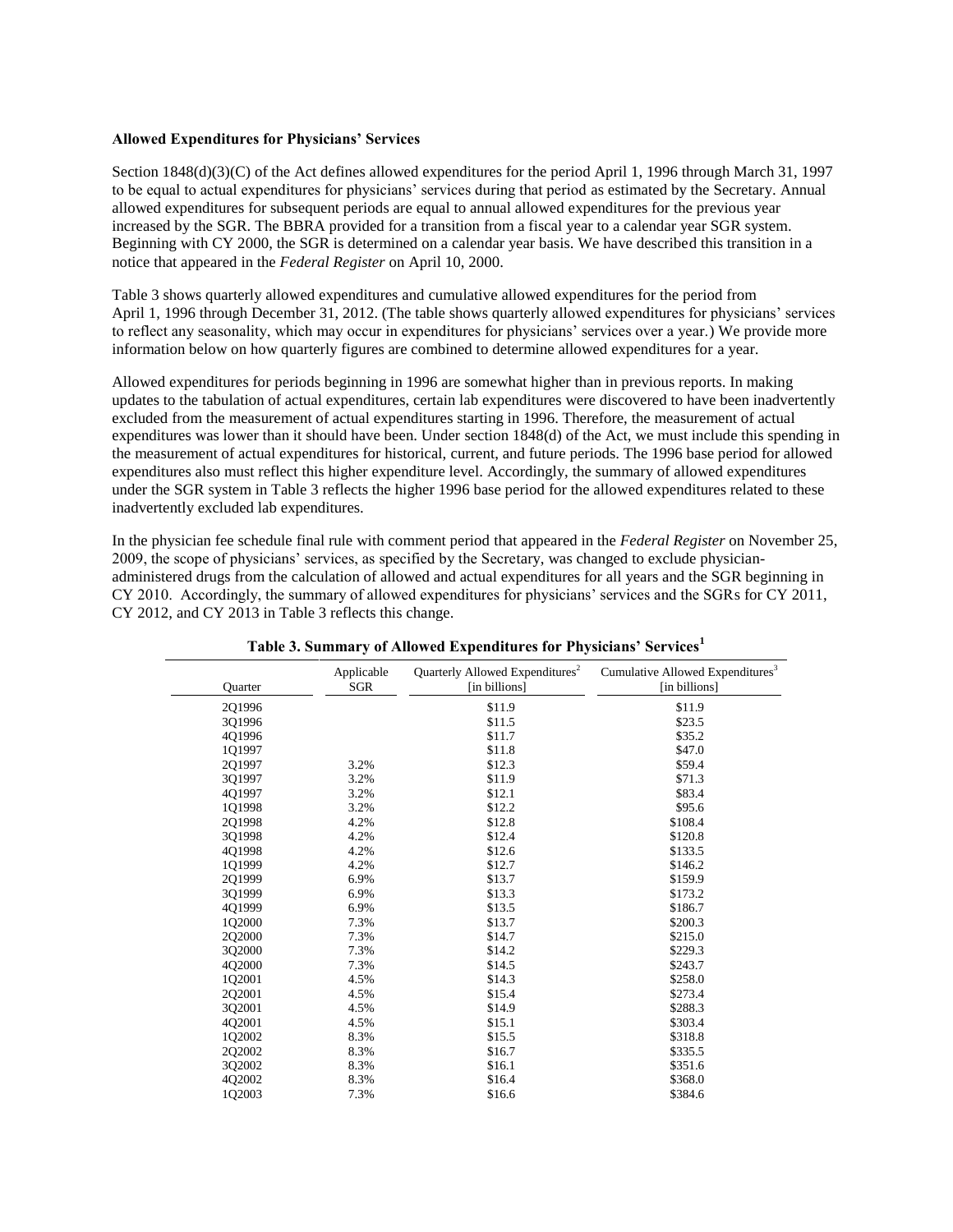**Allowed Expenditures for Physicians' Services**

Section 1848(d)(3)(C) of the Act defines allowed expenditures for the period April 1, 1996 through March 31, 1997 to be equal to actual expenditures for physicians' services during that period as estimated by the Secretary. Annual allowed expenditures for subsequent periods are equal to annual allowed expenditures for the previous year increased by the SGR. The BBRA provided for a transition from a fiscal year to a calendar year SGR system. Beginning with CY 2000, the SGR is determined on a calendar year basis. We have described this transition in a notice that appeared in the *Federal Register* on April 10, 2000.

Table 3 shows quarterly allowed expenditures and cumulative allowed expenditures for the period from April 1, 1996 through December 31, 2012. (The table shows quarterly allowed expenditures for physicians' services to reflect any seasonality, which may occur in expenditures for physicians' services over a year.) We provide more information below on how quarterly figures are combined to determine allowed expenditures for a year.

Allowed expenditures for periods beginning in 1996 are somewhat higher than in previous reports. In making updates to the tabulation of actual expenditures, certain lab expenditures were discovered to have been inadvertently excluded from the measurement of actual expenditures starting in 1996. Therefore, the measurement of actual expenditures was lower than it should have been. Under section 1848(d) of the Act, we must include this spending in the measurement of actual expenditures for historical, current, and future periods. The 1996 base period for allowed expenditures also must reflect this higher expenditure level. Accordingly, the summary of allowed expenditures under the SGR system in Table 3 reflects the higher 1996 base period for the allowed expenditures related to these inadvertently excluded lab expenditures.

In the physician fee schedule final rule with comment period that appeared in the *Federal Register* on November 25, 2009, the scope of physicians' services, as specified by the Secretary, was changed to exclude physician-administered drugs from the calculation of allowed and actual expenditures for all years and the SGR beginning in CY 2010. Accordingly, the summary of allowed expenditures for physicians' services and the SGRs for CY 2011, CY 2012, and CY 2013 in Table 3 reflects this change.

**Table 3. Summary of Allowed Expenditures for Physicians' Services[1]**

| Quarter | Applicable SGR | Quarterly Allowed Expenditures[2] [in billions] | Cumulative Allowed Expenditures[3] [in billions] |
|---|---|---|---|
| 2Q1996 | | $11.9 | $11.9 |
| 3Q1996 | | $11.5 | $23.5 |
| 4Q1996 | | $11.7 | $35.2 |
| 1Q1997 | | $11.8 | $47.0 |
| 2Q1997 | 3.2% | $12.3 | $59.4 |
| 3Q1997 | 3.2% | $11.9 | $71.3 |
| 4Q1997 | 3.2% | $12.1 | $83.4 |
| 1Q1998 | 3.2% | $12.2 | $95.6 |
| 2Q1998 | 4.2% | $12.8 | $108.4 |
| 3Q1998 | 4.2% | $12.4 | $120.8 |
| 4Q1998 | 4.2% | $12.6 | $133.5 |
| 1Q1999 | 4.2% | $12.7 | $146.2 |
| 2Q1999 | 6.9% | $13.7 | $159.9 |
| 3Q1999 | 6.9% | $13.3 | $173.2 |
| 4Q1999 | 6.9% | $13.5 | $186.7 |
| 1Q2000 | 7.3% | $13.7 | $200.3 |
| 2Q2000 | 7.3% | $14.7 | $215.0 |
| 3Q2000 | 7.3% | $14.2 | $229.3 |
| 4Q2000 | 7.3% | $14.5 | $243.7 |
| 1Q2001 | 4.5% | $14.3 | $258.0 |
| 2Q2001 | 4.5% | $15.4 | $273.4 |
| 3Q2001 | 4.5% | $14.9 | $288.3 |
| 4Q2001 | 4.5% | $15.1 | $303.4 |
| 1Q2002 | 8.3% | $15.5 | $318.8 |
| 2Q2002 | 8.3% | $16.7 | $335.5 |
| 3Q2002 | 8.3% | $16.1 | $351.6 |
| 4Q2002 | 8.3% | $16.4 | $368.0 |
| 1Q2003 | 7.3% | $16.6 | $384.6 |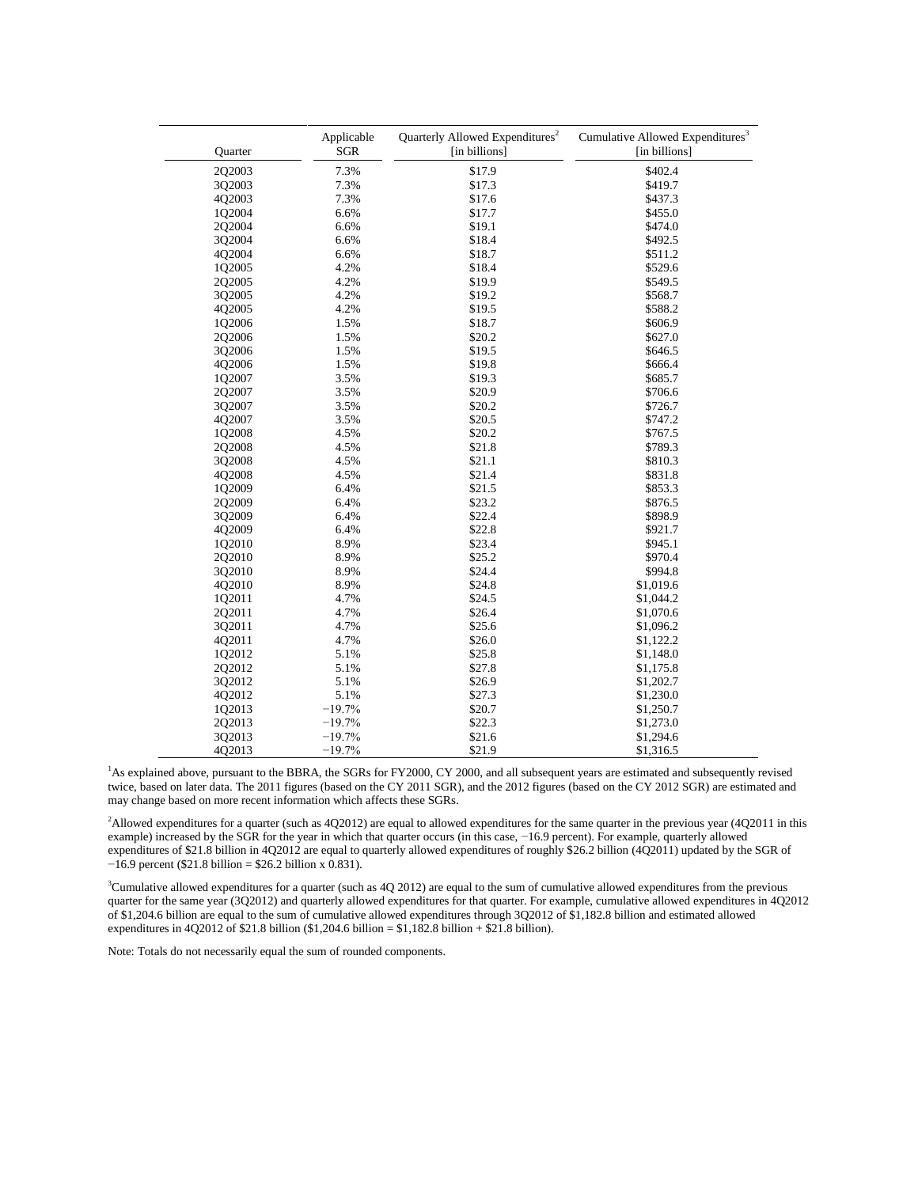| Quarter | Applicable SGR | Quarterly Allowed Expenditures[2] [in billions] | Cumulative Allowed Expenditures[3] [in billions] |
|---|---|---|---|
| 2Q2003 | 7.3% | $17.9 | $402.4 |
| 3Q2003 | 7.3% | $17.3 | $419.7 |
| 4Q2003 | 7.3% | $17.6 | $437.3 |
| 1Q2004 | 6.6% | $17.7 | $455.0 |
| 2Q2004 | 6.6% | $19.1 | $474.0 |
| 3Q2004 | 6.6% | $18.4 | $492.5 |
| 4Q2004 | 6.6% | $18.7 | $511.2 |
| 1Q2005 | 4.2% | $18.4 | $529.6 |
| 2Q2005 | 4.2% | $19.9 | $549.5 |
| 3Q2005 | 4.2% | $19.2 | $568.7 |
| 4Q2005 | 4.2% | $19.5 | $588.2 |
| 1Q2006 | 1.5% | $18.7 | $606.9 |
| 2Q2006 | 1.5% | $20.2 | $627.0 |
| 3Q2006 | 1.5% | $19.5 | $646.5 |
| 4Q2006 | 1.5% | $19.8 | $666.4 |
| 1Q2007 | 3.5% | $19.3 | $685.7 |
| 2Q2007 | 3.5% | $20.9 | $706.6 |
| 3Q2007 | 3.5% | $20.2 | $726.7 |
| 4Q2007 | 3.5% | $20.5 | $747.2 |
| 1Q2008 | 4.5% | $20.2 | $767.5 |
| 2Q2008 | 4.5% | $21.8 | $789.3 |
| 3Q2008 | 4.5% | $21.1 | $810.3 |
| 4Q2008 | 4.5% | $21.4 | $831.8 |
| 1Q2009 | 6.4% | $21.5 | $853.3 |
| 2Q2009 | 6.4% | $23.2 | $876.5 |
| 3Q2009 | 6.4% | $22.4 | $898.9 |
| 4Q2009 | 6.4% | $22.8 | $921.7 |
| 1Q2010 | 8.9% | $23.4 | $945.1 |
| 2Q2010 | 8.9% | $25.2 | $970.4 |
| 3Q2010 | 8.9% | $24.4 | $994.8 |
| 4Q2010 | 8.9% | $24.8 | $1,019.6 |
| 1Q2011 | 4.7% | $24.5 | $1,044.2 |
| 2Q2011 | 4.7% | $26.4 | $1,070.6 |
| 3Q2011 | 4.7% | $25.6 | $1,096.2 |
| 4Q2011 | 4.7% | $26.0 | $1,122.2 |
| 1Q2012 | 5.1% | $25.8 | $1,148.0 |
| 2Q2012 | 5.1% | $27.8 | $1,175.8 |
| 3Q2012 | 5.1% | $26.9 | $1,202.7 |
| 4Q2012 | 5.1% | $27.3 | $1,230.0 |
| 1Q2013 | −19.7% | $20.7 | $1,250.7 |
| 2Q2013 | −19.7% | $22.3 | $1,273.0 |
| 3Q2013 | −19.7% | $21.6 | $1,294.6 |
| 4Q2013 | −19.7% | $21.9 | $1,316.5 |

[1]As explained above, pursuant to the BBRA, the SGRs for FY2000, CY 2000, and all subsequent years are estimated and subsequently revised twice, based on later data. The 2011 figures (based on the CY 2011 SGR), and the 2012 figures (based on the CY 2012 SGR) are estimated and may change based on more recent information which affects these SGRs.

[2]Allowed expenditures for a quarter (such as 4Q2012) are equal to allowed expenditures for the same quarter in the previous year (4Q2011 in this example) increased by the SGR for the year in which that quarter occurs (in this case, −16.9 percent). For example, quarterly allowed expenditures of $21.8 billion in 4Q2012 are equal to quarterly allowed expenditures of roughly $26.2 billion (4Q2011) updated by the SGR of −16.9 percent ($21.8 billion = $26.2 billion x 0.831).

[3]Cumulative allowed expenditures for a quarter (such as 4Q 2012) are equal to the sum of cumulative allowed expenditures from the previous quarter for the same year (3Q2012) and quarterly allowed expenditures for that quarter. For example, cumulative allowed expenditures in 4Q2012 of $1,204.6 billion are equal to the sum of cumulative allowed expenditures through 3Q2012 of $1,182.8 billion and estimated allowed expenditures in 4Q2012 of $21.8 billion ($1,204.6 billion = $1,182.8 billion + $21.8 billion).

Note: Totals do not necessarily equal the sum of rounded components.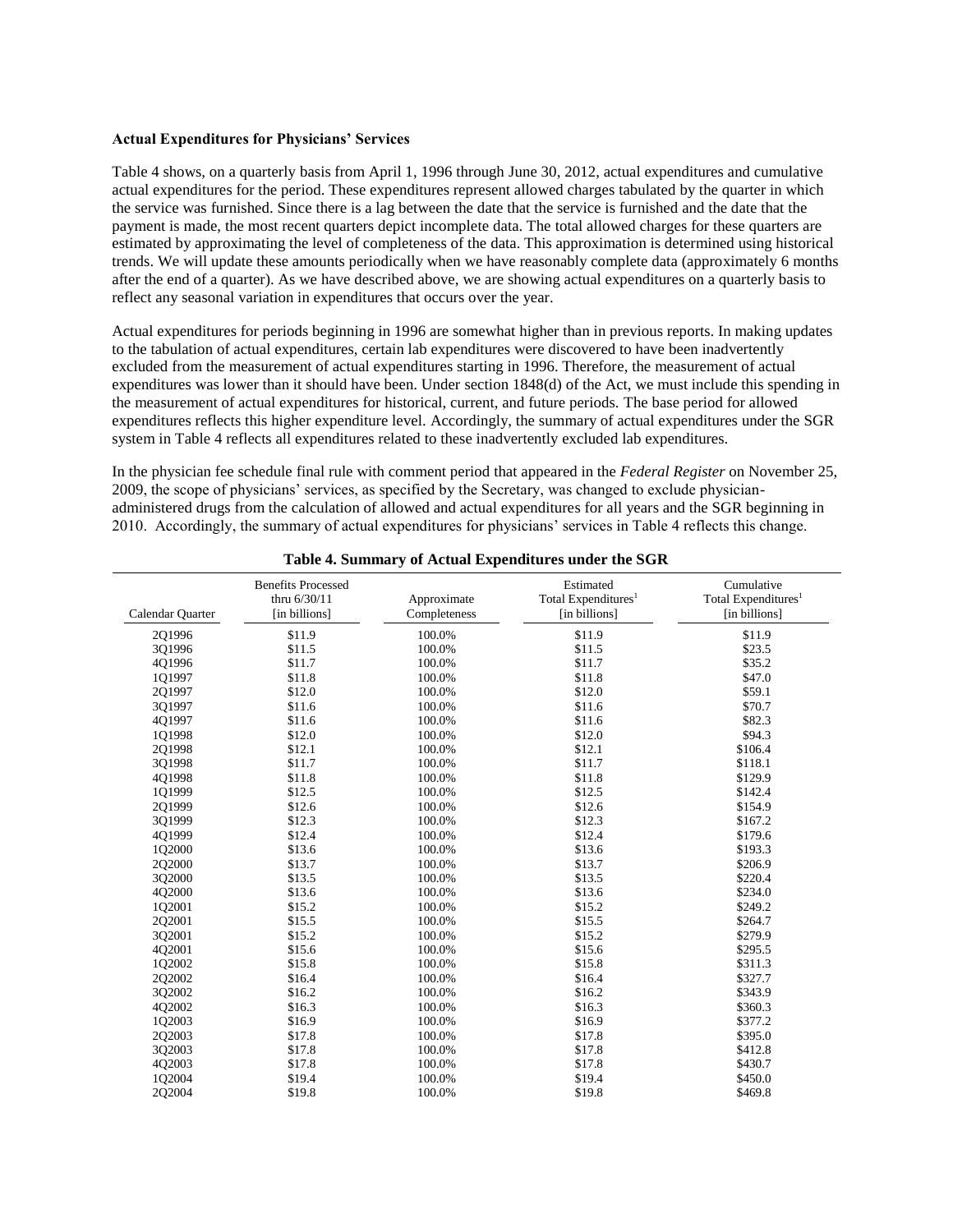**Actual Expenditures for Physicians' Services**

Table 4 shows, on a quarterly basis from April 1, 1996 through June 30, 2012, actual expenditures and cumulative actual expenditures for the period. These expenditures represent allowed charges tabulated by the quarter in which the service was furnished. Since there is a lag between the date that the service is furnished and the date that the payment is made, the most recent quarters depict incomplete data. The total allowed charges for these quarters are estimated by approximating the level of completeness of the data. This approximation is determined using historical trends. We will update these amounts periodically when we have reasonably complete data (approximately 6 months after the end of a quarter). As we have described above, we are showing actual expenditures on a quarterly basis to reflect any seasonal variation in expenditures that occurs over the year.

Actual expenditures for periods beginning in 1996 are somewhat higher than in previous reports. In making updates to the tabulation of actual expenditures, certain lab expenditures were discovered to have been inadvertently excluded from the measurement of actual expenditures starting in 1996. Therefore, the measurement of actual expenditures was lower than it should have been. Under section 1848(d) of the Act, we must include this spending in the measurement of actual expenditures for historical, current, and future periods. The base period for allowed expenditures reflects this higher expenditure level. Accordingly, the summary of actual expenditures under the SGR system in Table 4 reflects all expenditures related to these inadvertently excluded lab expenditures.

In the physician fee schedule final rule with comment period that appeared in the *Federal Register* on November 25, 2009, the scope of physicians' services, as specified by the Secretary, was changed to exclude physician-administered drugs from the calculation of allowed and actual expenditures for all years and the SGR beginning in 2010. Accordingly, the summary of actual expenditures for physicians' services in Table 4 reflects this change.

**Table 4. Summary of Actual Expenditures under the SGR**

| Calendar Quarter | Benefits Processed thru 6/30/11 [in billions] | Approximate Completeness | Estimated Total Expenditures[1] [in billions] | Cumulative Total Expenditures[1] [in billions] |
|---|---|---|---|---|
| 2Q1996 | $11.9 | 100.0% | $11.9 | $11.9 |
| 3Q1996 | $11.5 | 100.0% | $11.5 | $23.5 |
| 4Q1996 | $11.7 | 100.0% | $11.7 | $35.2 |
| 1Q1997 | $11.8 | 100.0% | $11.8 | $47.0 |
| 2Q1997 | $12.0 | 100.0% | $12.0 | $59.1 |
| 3Q1997 | $11.6 | 100.0% | $11.6 | $70.7 |
| 4Q1997 | $11.6 | 100.0% | $11.6 | $82.3 |
| 1Q1998 | $12.0 | 100.0% | $12.0 | $94.3 |
| 2Q1998 | $12.1 | 100.0% | $12.1 | $106.4 |
| 3Q1998 | $11.7 | 100.0% | $11.7 | $118.1 |
| 4Q1998 | $11.8 | 100.0% | $11.8 | $129.9 |
| 1Q1999 | $12.5 | 100.0% | $12.5 | $142.4 |
| 2Q1999 | $12.6 | 100.0% | $12.6 | $154.9 |
| 3Q1999 | $12.3 | 100.0% | $12.3 | $167.2 |
| 4Q1999 | $12.4 | 100.0% | $12.4 | $179.6 |
| 1Q2000 | $13.6 | 100.0% | $13.6 | $193.3 |
| 2Q2000 | $13.7 | 100.0% | $13.7 | $206.9 |
| 3Q2000 | $13.5 | 100.0% | $13.5 | $220.4 |
| 4Q2000 | $13.6 | 100.0% | $13.6 | $234.0 |
| 1Q2001 | $15.2 | 100.0% | $15.2 | $249.2 |
| 2Q2001 | $15.5 | 100.0% | $15.5 | $264.7 |
| 3Q2001 | $15.2 | 100.0% | $15.2 | $279.9 |
| 4Q2001 | $15.6 | 100.0% | $15.6 | $295.5 |
| 1Q2002 | $15.8 | 100.0% | $15.8 | $311.3 |
| 2Q2002 | $16.4 | 100.0% | $16.4 | $327.7 |
| 3Q2002 | $16.2 | 100.0% | $16.2 | $343.9 |
| 4Q2002 | $16.3 | 100.0% | $16.3 | $360.3 |
| 1Q2003 | $16.9 | 100.0% | $16.9 | $377.2 |
| 2Q2003 | $17.8 | 100.0% | $17.8 | $395.0 |
| 3Q2003 | $17.8 | 100.0% | $17.8 | $412.8 |
| 4Q2003 | $17.8 | 100.0% | $17.8 | $430.7 |
| 1Q2004 | $19.4 | 100.0% | $19.4 | $450.0 |
| 2Q2004 | $19.8 | 100.0% | $19.8 | $469.8 |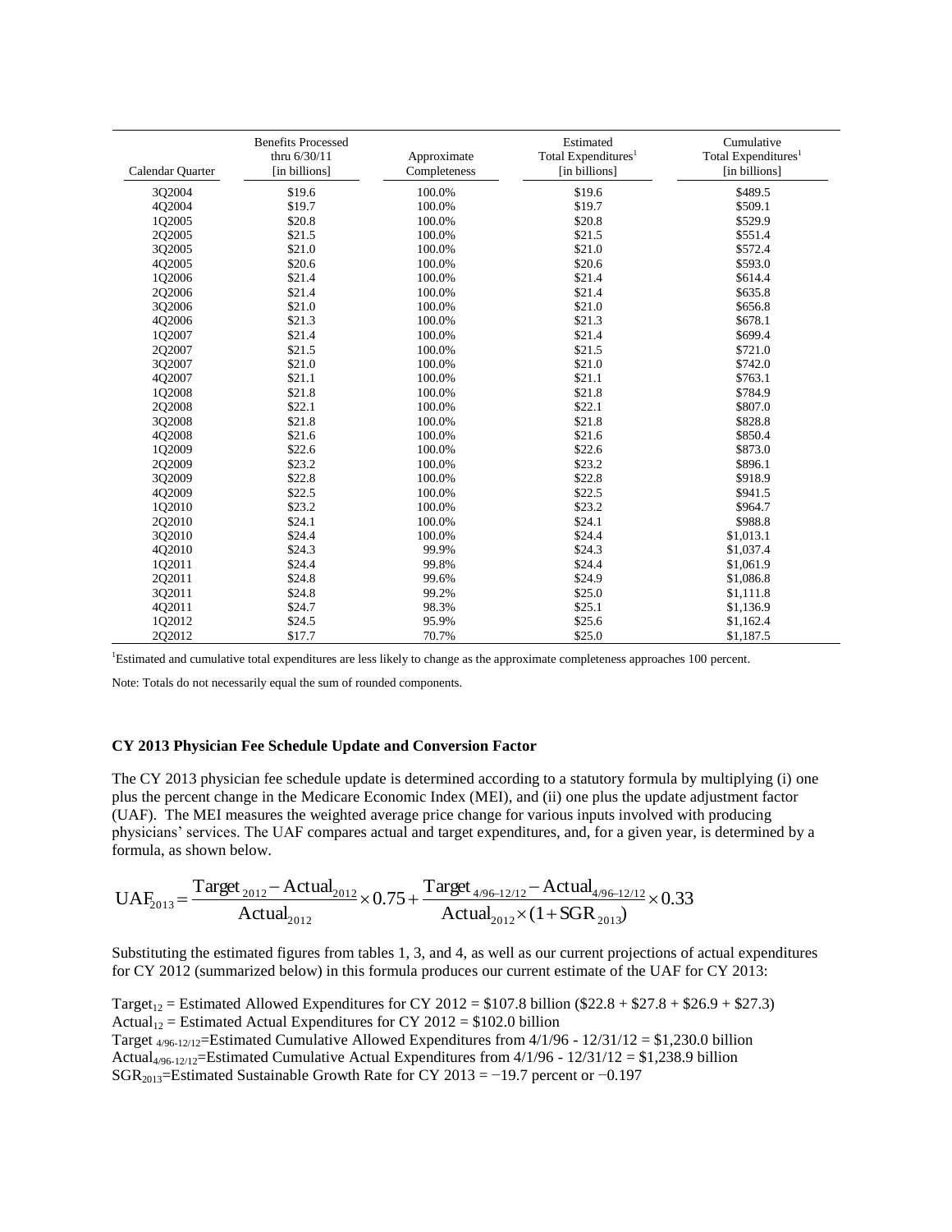| Calendar Quarter | Benefits Processed thru 6/30/11 [in billions] | Approximate Completeness | Estimated Total Expenditures[1] [in billions] | Cumulative Total Expenditures[1] [in billions] |
|---|---|---|---|---|
| 3Q2004 | $19.6 | 100.0% | $19.6 | $489.5 |
| 4Q2004 | $19.7 | 100.0% | $19.7 | $509.1 |
| 1Q2005 | $20.8 | 100.0% | $20.8 | $529.9 |
| 2Q2005 | $21.5 | 100.0% | $21.5 | $551.4 |
| 3Q2005 | $21.0 | 100.0% | $21.0 | $572.4 |
| 4Q2005 | $20.6 | 100.0% | $20.6 | $593.0 |
| 1Q2006 | $21.4 | 100.0% | $21.4 | $614.4 |
| 2Q2006 | $21.4 | 100.0% | $21.4 | $635.8 |
| 3Q2006 | $21.0 | 100.0% | $21.0 | $656.8 |
| 4Q2006 | $21.3 | 100.0% | $21.3 | $678.1 |
| 1Q2007 | $21.4 | 100.0% | $21.4 | $699.4 |
| 2Q2007 | $21.5 | 100.0% | $21.5 | $721.0 |
| 3Q2007 | $21.0 | 100.0% | $21.0 | $742.0 |
| 4Q2007 | $21.1 | 100.0% | $21.1 | $763.1 |
| 1Q2008 | $21.8 | 100.0% | $21.8 | $784.9 |
| 2Q2008 | $22.1 | 100.0% | $22.1 | $807.0 |
| 3Q2008 | $21.8 | 100.0% | $21.8 | $828.8 |
| 4Q2008 | $21.6 | 100.0% | $21.6 | $850.4 |
| 1Q2009 | $22.6 | 100.0% | $22.6 | $873.0 |
| 2Q2009 | $23.2 | 100.0% | $23.2 | $896.1 |
| 3Q2009 | $22.8 | 100.0% | $22.8 | $918.9 |
| 4Q2009 | $22.5 | 100.0% | $22.5 | $941.5 |
| 1Q2010 | $23.2 | 100.0% | $23.2 | $964.7 |
| 2Q2010 | $24.1 | 100.0% | $24.1 | $988.8 |
| 3Q2010 | $24.4 | 100.0% | $24.4 | $1,013.1 |
| 4Q2010 | $24.3 | 99.9% | $24.3 | $1,037.4 |
| 1Q2011 | $24.4 | 99.8% | $24.4 | $1,061.9 |
| 2Q2011 | $24.8 | 99.6% | $24.9 | $1,086.8 |
| 3Q2011 | $24.8 | 99.2% | $25.0 | $1,111.8 |
| 4Q2011 | $24.7 | 98.3% | $25.1 | $1,136.9 |
| 1Q2012 | $24.5 | 95.9% | $25.6 | $1,162.4 |
| 2Q2012 | $17.7 | 70.7% | $25.0 | $1,187.5 |

[1]Estimated and cumulative total expenditures are less likely to change as the approximate completeness approaches 100 percent.

Note: Totals do not necessarily equal the sum of rounded components.

**CY 2013 Physician Fee Schedule Update and Conversion Factor**

The CY 2013 physician fee schedule update is determined according to a statutory formula by multiplying (i) one plus the percent change in the Medicare Economic Index (MEI), and (ii) one plus the update adjustment factor (UAF). The MEI measures the weighted average price change for various inputs involved with producing physicians' services. The UAF compares actual and target expenditures, and, for a given year, is determined by a formula, as shown below.

$$\text{UAF}_{2013} = \frac{\text{Target}_{2012} - \text{Actual}_{2012}}{\text{Actual}_{2012}} \times 0.75 + \frac{\text{Target}_{4/96\text{–}12/12} - \text{Actual}_{4/96\text{–}12/12}}{\text{Actual}_{2012} \times (1 + \text{SGR}_{2013})} \times 0.33$$

Substituting the estimated figures from tables 1, 3, and 4, as well as our current projections of actual expenditures for CY 2012 (summarized below) in this formula produces our current estimate of the UAF for CY 2013:

$\text{Target}_{12}$ = Estimated Allowed Expenditures for CY 2012 = $107.8 billion ($22.8 + $27.8 + $26.9 + $27.3)
$\text{Actual}_{12}$ = Estimated Actual Expenditures for CY 2012 = $102.0 billion
$\text{Target}_{4/96\text{-}12/12}$=Estimated Cumulative Allowed Expenditures from 4/1/96 - 12/31/12 = $1,230.0 billion
$\text{Actual}_{4/96\text{-}12/12}$=Estimated Cumulative Actual Expenditures from 4/1/96 - 12/31/12 = $1,238.9 billion
$\text{SGR}_{2013}$=Estimated Sustainable Growth Rate for CY 2013 = −19.7 percent or −0.197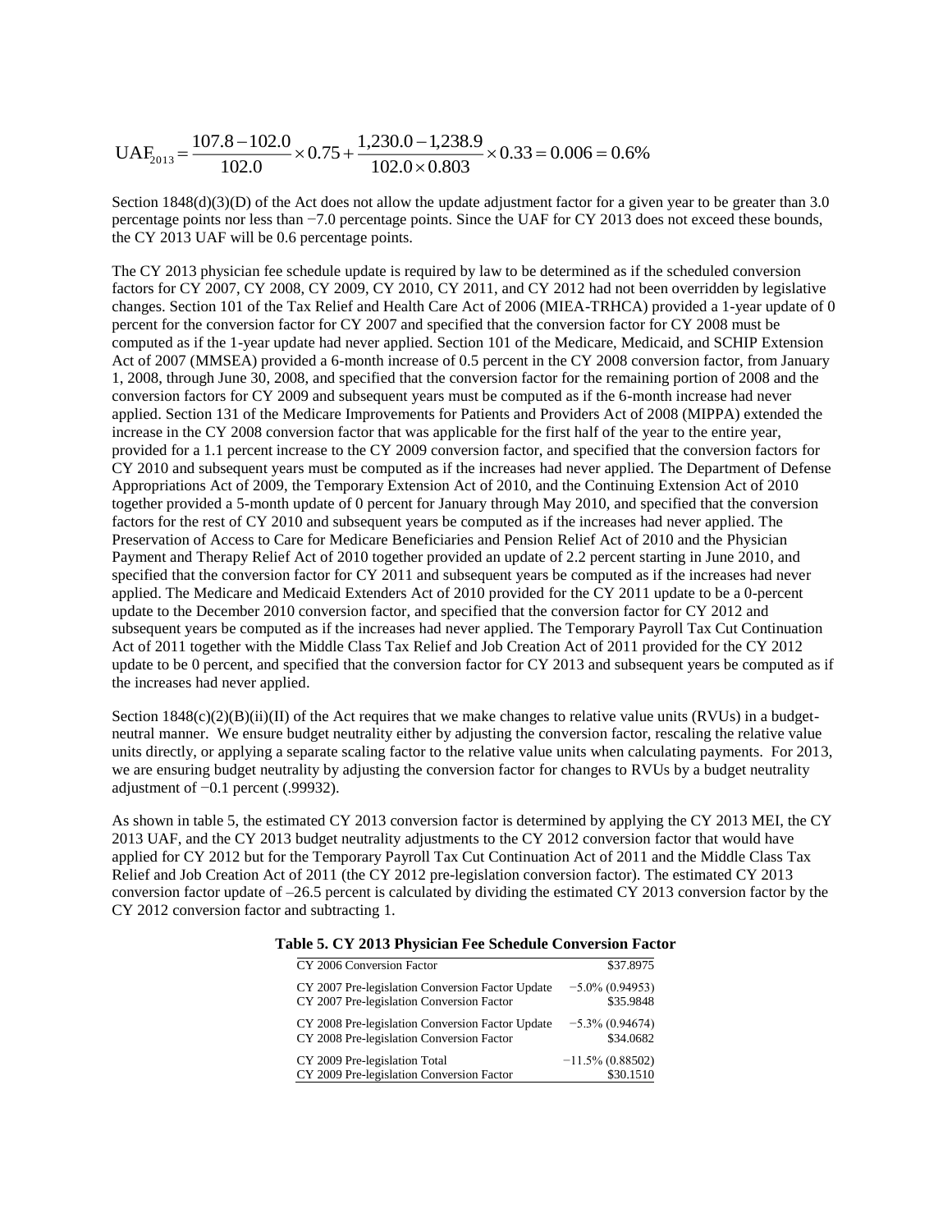$$\text{UAF}_{2013} = \frac{107.8 - 102.0}{102.0} \times 0.75 + \frac{1{,}230.0 - 1{,}238.9}{102.0 \times 0.803} \times 0.33 = 0.006 = 0.6\%$$

Section 1848(d)(3)(D) of the Act does not allow the update adjustment factor for a given year to be greater than 3.0 percentage points nor less than −7.0 percentage points. Since the UAF for CY 2013 does not exceed these bounds, the CY 2013 UAF will be 0.6 percentage points.

The CY 2013 physician fee schedule update is required by law to be determined as if the scheduled conversion factors for CY 2007, CY 2008, CY 2009, CY 2010, CY 2011, and CY 2012 had not been overridden by legislative changes. Section 101 of the Tax Relief and Health Care Act of 2006 (MIEA-TRHCA) provided a 1-year update of 0 percent for the conversion factor for CY 2007 and specified that the conversion factor for CY 2008 must be computed as if the 1-year update had never applied. Section 101 of the Medicare, Medicaid, and SCHIP Extension Act of 2007 (MMSEA) provided a 6-month increase of 0.5 percent in the CY 2008 conversion factor, from January 1, 2008, through June 30, 2008, and specified that the conversion factor for the remaining portion of 2008 and the conversion factors for CY 2009 and subsequent years must be computed as if the 6-month increase had never applied. Section 131 of the Medicare Improvements for Patients and Providers Act of 2008 (MIPPA) extended the increase in the CY 2008 conversion factor that was applicable for the first half of the year to the entire year, provided for a 1.1 percent increase to the CY 2009 conversion factor, and specified that the conversion factors for CY 2010 and subsequent years must be computed as if the increases had never applied. The Department of Defense Appropriations Act of 2009, the Temporary Extension Act of 2010, and the Continuing Extension Act of 2010 together provided a 5-month update of 0 percent for January through May 2010, and specified that the conversion factors for the rest of CY 2010 and subsequent years be computed as if the increases had never applied. The Preservation of Access to Care for Medicare Beneficiaries and Pension Relief Act of 2010 and the Physician Payment and Therapy Relief Act of 2010 together provided an update of 2.2 percent starting in June 2010, and specified that the conversion factor for CY 2011 and subsequent years be computed as if the increases had never applied. The Medicare and Medicaid Extenders Act of 2010 provided for the CY 2011 update to be a 0-percent update to the December 2010 conversion factor, and specified that the conversion factor for CY 2012 and subsequent years be computed as if the increases had never applied. The Temporary Payroll Tax Cut Continuation Act of 2011 together with the Middle Class Tax Relief and Job Creation Act of 2011 provided for the CY 2012 update to be 0 percent, and specified that the conversion factor for CY 2013 and subsequent years be computed as if the increases had never applied.

Section 1848(c)(2)(B)(ii)(II) of the Act requires that we make changes to relative value units (RVUs) in a budget-neutral manner. We ensure budget neutrality either by adjusting the conversion factor, rescaling the relative value units directly, or applying a separate scaling factor to the relative value units when calculating payments. For 2013, we are ensuring budget neutrality by adjusting the conversion factor for changes to RVUs by a budget neutrality adjustment of −0.1 percent (.99932).

As shown in table 5, the estimated CY 2013 conversion factor is determined by applying the CY 2013 MEI, the CY 2013 UAF, and the CY 2013 budget neutrality adjustments to the CY 2012 conversion factor that would have applied for CY 2012 but for the Temporary Payroll Tax Cut Continuation Act of 2011 and the Middle Class Tax Relief and Job Creation Act of 2011 (the CY 2012 pre-legislation conversion factor). The estimated CY 2013 conversion factor update of –26.5 percent is calculated by dividing the estimated CY 2013 conversion factor by the CY 2012 conversion factor and subtracting 1.

**Table 5. CY 2013 Physician Fee Schedule Conversion Factor**

| | |
|---|---|
| CY 2006 Conversion Factor | \$37.8975 |
| CY 2007 Pre-legislation Conversion Factor Update | −5.0% (0.94953) |
| CY 2007 Pre-legislation Conversion Factor | \$35.9848 |
| CY 2008 Pre-legislation Conversion Factor Update | −5.3% (0.94674) |
| CY 2008 Pre-legislation Conversion Factor | \$34.0682 |
| CY 2009 Pre-legislation Total | −11.5% (0.88502) |
| CY 2009 Pre-legislation Conversion Factor | \$30.1510 |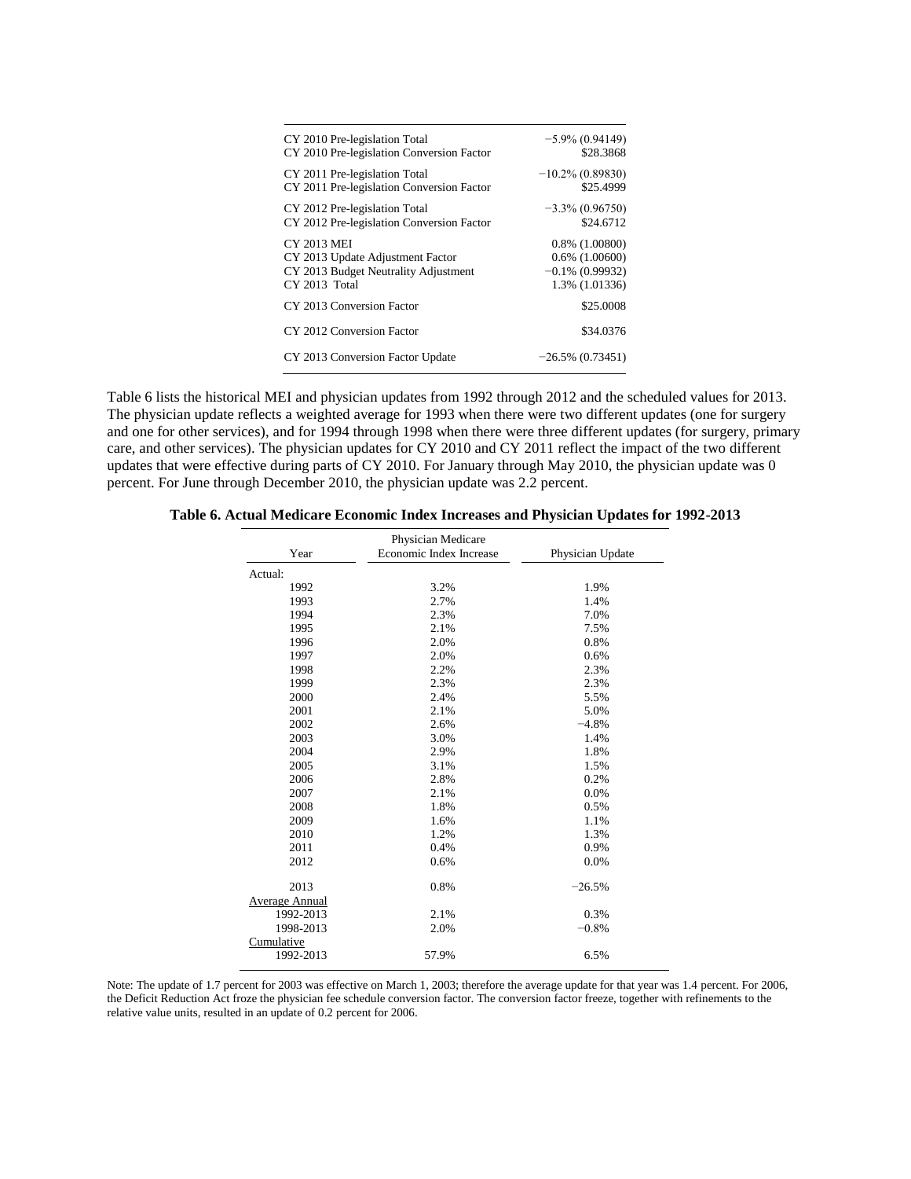| | |
|---|---|
| CY 2010 Pre-legislation Total | −5.9% (0.94149) |
| CY 2010 Pre-legislation Conversion Factor | \$28.3868 |
| CY 2011 Pre-legislation Total | −10.2% (0.89830) |
| CY 2011 Pre-legislation Conversion Factor | \$25.4999 |
| CY 2012 Pre-legislation Total | −3.3% (0.96750) |
| CY 2012 Pre-legislation Conversion Factor | \$24.6712 |
| CY 2013 MEI | 0.8% (1.00800) |
| CY 2013 Update Adjustment Factor | 0.6% (1.00600) |
| CY 2013 Budget Neutrality Adjustment | −0.1% (0.99932) |
| CY 2013 Total | 1.3% (1.01336) |
| CY 2013 Conversion Factor | \$25.0008 |
| CY 2012 Conversion Factor | \$34.0376 |
| CY 2013 Conversion Factor Update | −26.5% (0.73451) |

Table 6 lists the historical MEI and physician updates from 1992 through 2012 and the scheduled values for 2013. The physician update reflects a weighted average for 1993 when there were two different updates (one for surgery and one for other services), and for 1994 through 1998 when there were three different updates (for surgery, primary care, and other services). The physician updates for CY 2010 and CY 2011 reflect the impact of the two different updates that were effective during parts of CY 2010. For January through May 2010, the physician update was 0 percent. For June through December 2010, the physician update was 2.2 percent.

**Table 6. Actual Medicare Economic Index Increases and Physician Updates for 1992-2013**

| Year | Physician Medicare Economic Index Increase | Physician Update |
|---|---|---|
| Actual: | | |
| 1992 | 3.2% | 1.9% |
| 1993 | 2.7% | 1.4% |
| 1994 | 2.3% | 7.0% |
| 1995 | 2.1% | 7.5% |
| 1996 | 2.0% | 0.8% |
| 1997 | 2.0% | 0.6% |
| 1998 | 2.2% | 2.3% |
| 1999 | 2.3% | 2.3% |
| 2000 | 2.4% | 5.5% |
| 2001 | 2.1% | 5.0% |
| 2002 | 2.6% | −4.8% |
| 2003 | 3.0% | 1.4% |
| 2004 | 2.9% | 1.8% |
| 2005 | 3.1% | 1.5% |
| 2006 | 2.8% | 0.2% |
| 2007 | 2.1% | 0.0% |
| 2008 | 1.8% | 0.5% |
| 2009 | 1.6% | 1.1% |
| 2010 | 1.2% | 1.3% |
| 2011 | 0.4% | 0.9% |
| 2012 | 0.6% | 0.0% |
| 2013 | 0.8% | −26.5% |
| Average Annual | | |
| 1992-2013 | 2.1% | 0.3% |
| 1998-2013 | 2.0% | −0.8% |
| Cumulative | | |
| 1992-2013 | 57.9% | 6.5% |

Note: The update of 1.7 percent for 2003 was effective on March 1, 2003; therefore the average update for that year was 1.4 percent. For 2006, the Deficit Reduction Act froze the physician fee schedule conversion factor. The conversion factor freeze, together with refinements to the relative value units, resulted in an update of 0.2 percent for 2006.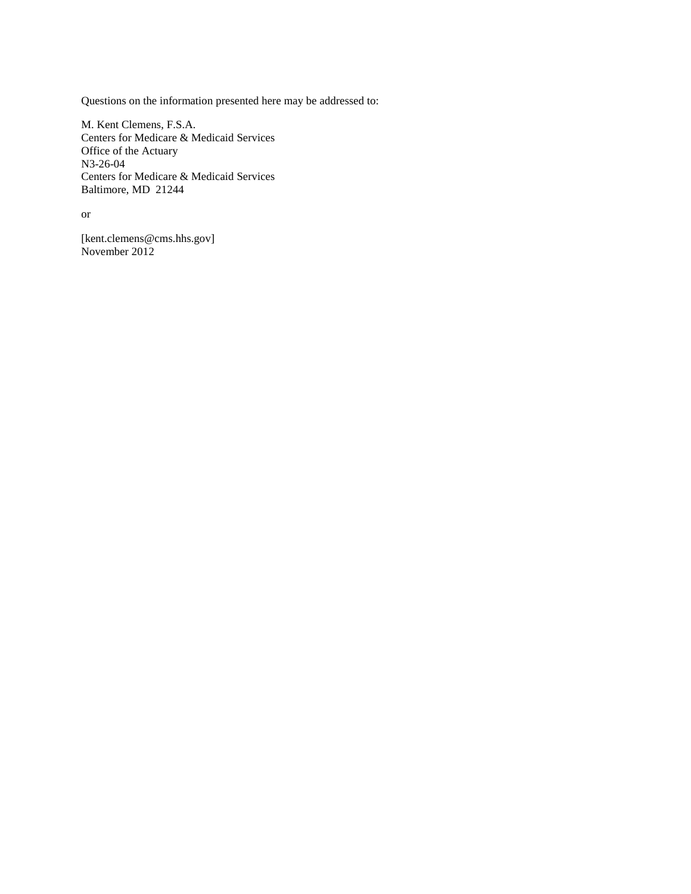Questions on the information presented here may be addressed to:

M. Kent Clemens, F.S.A.
Centers for Medicare & Medicaid Services
Office of the Actuary
N3-26-04
Centers for Medicare & Medicaid Services
Baltimore, MD 21244

or

[kent.clemens@cms.hhs.gov]
November 2012